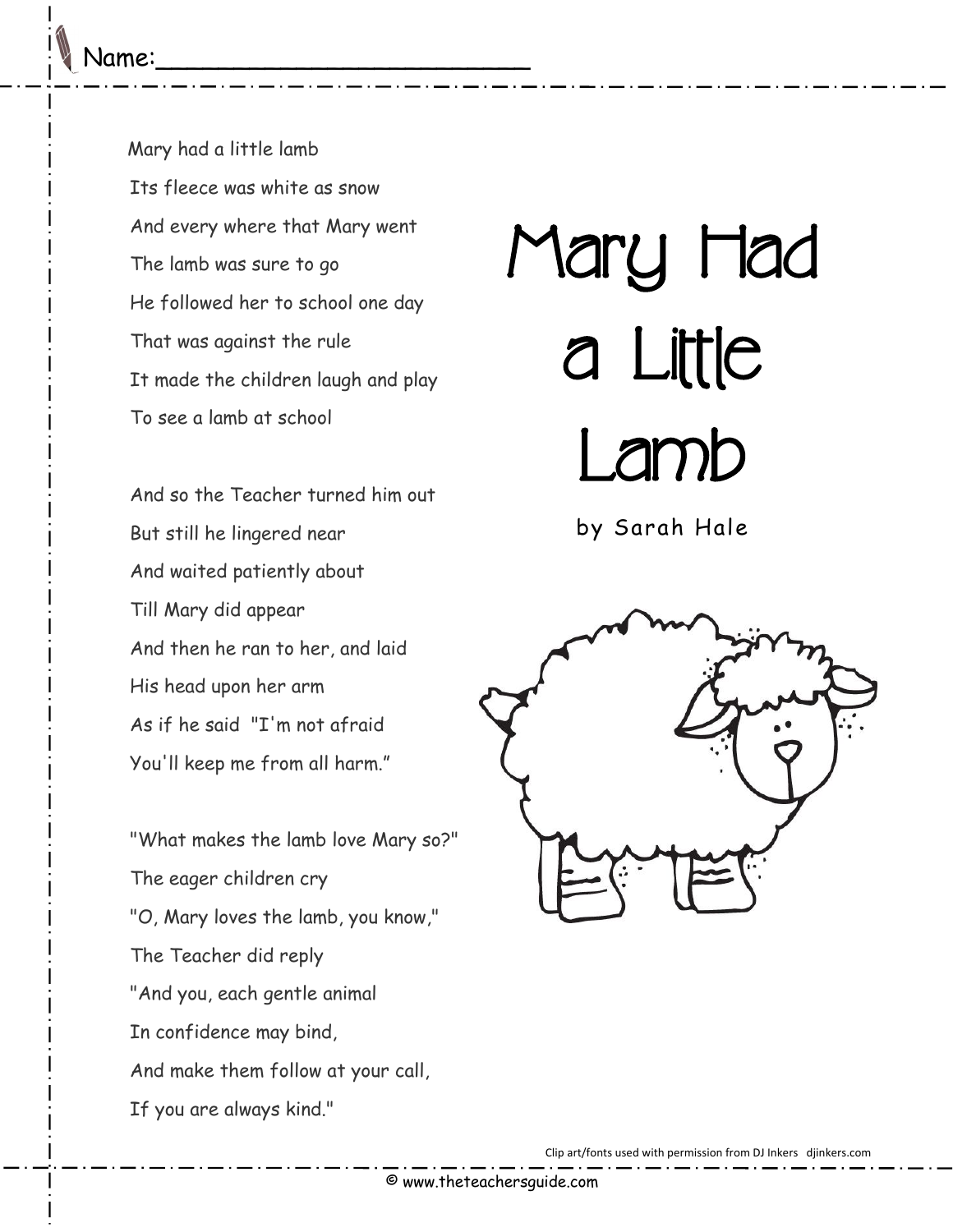Name:_______________________

# Mary Had a Little Lamb

by Sarah Hale

Mary had a little lamb
Its fleece was white as snow
And every where that Mary went
The lamb was sure to go
He followed her to school one day
That was against the rule
It made the children laugh and play
To see a lamb at school

And so the Teacher turned him out
But still he lingered near
And waited patiently about
Till Mary did appear
And then he ran to her, and laid
His head upon her arm
As if he said "I'm not afraid
You'll keep me from all harm."

"What makes the lamb love Mary so?"
The eager children cry
"O, Mary loves the lamb, you know,"
The Teacher did reply
"And you, each gentle animal
In confidence may bind,
And make them follow at your call,
If you are always kind."

Clip art/fonts used with permission from DJ Inkers djinkers.com

© www.theteachersguide.com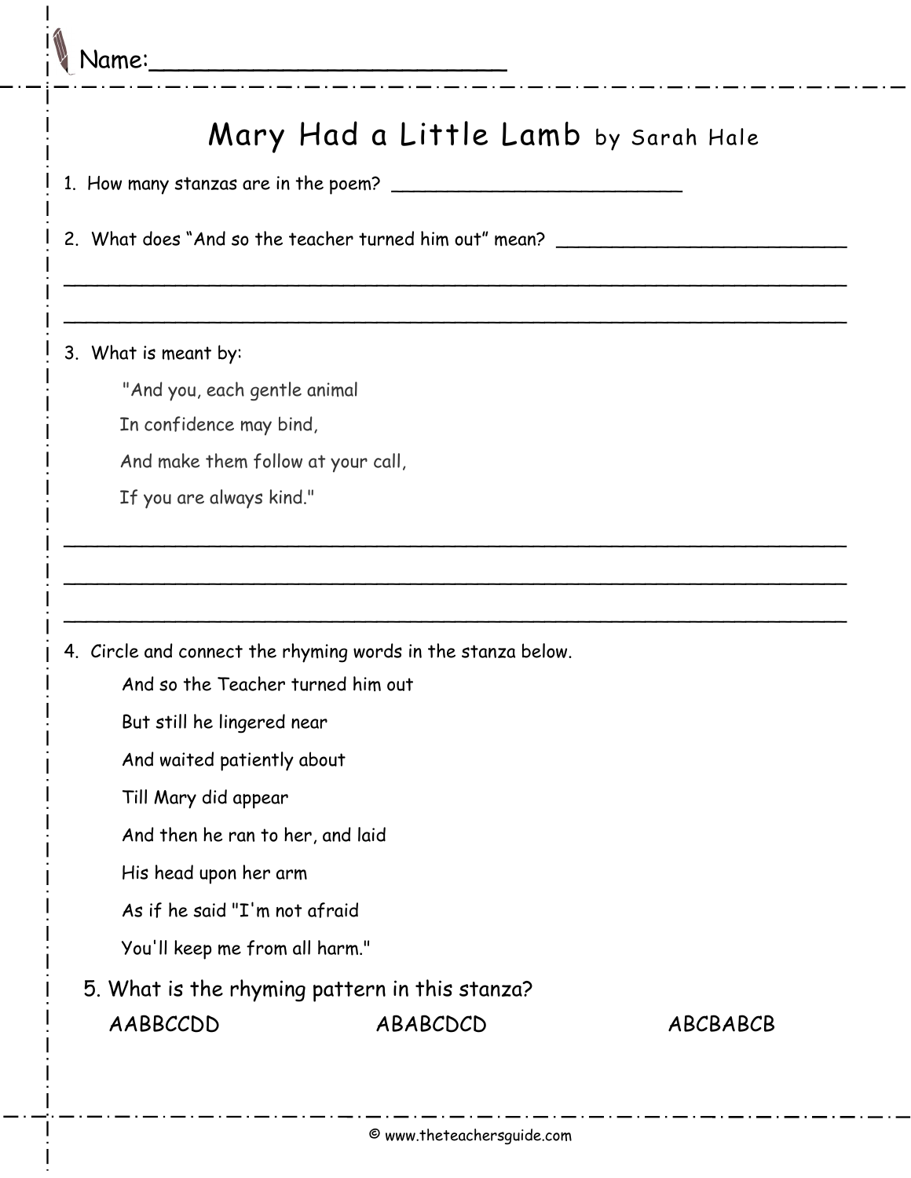Name:\_\_\_\_\_\_\_\_\_\_\_\_\_\_\_\_\_\_\_\_\_\_\_\_\_\_

# Mary Had a Little Lamb by Sarah Hale

1. How many stanzas are in the poem? \_\_\_\_\_\_\_\_\_\_\_\_\_\_\_\_\_\_\_\_\_\_\_\_\_\_

2. What does "And so the teacher turned him out" mean? \_\_\_\_\_\_\_\_\_\_\_\_\_\_\_\_\_\_\_\_\_\_\_\_\_\_

\_\_\_\_\_\_\_\_\_\_\_\_\_\_\_\_\_\_\_\_\_\_\_\_\_\_\_\_\_\_\_\_\_\_\_\_\_\_\_\_\_\_\_\_\_\_\_\_\_\_\_\_\_\_\_\_\_\_\_\_\_\_\_\_\_\_\_\_\_\_\_\_

\_\_\_\_\_\_\_\_\_\_\_\_\_\_\_\_\_\_\_\_\_\_\_\_\_\_\_\_\_\_\_\_\_\_\_\_\_\_\_\_\_\_\_\_\_\_\_\_\_\_\_\_\_\_\_\_\_\_\_\_\_\_\_\_\_\_\_\_\_\_\_\_

3. What is meant by:

   "And you, each gentle animal  
   In confidence may bind,  
   And make them follow at your call,  
   If you are always kind."

\_\_\_\_\_\_\_\_\_\_\_\_\_\_\_\_\_\_\_\_\_\_\_\_\_\_\_\_\_\_\_\_\_\_\_\_\_\_\_\_\_\_\_\_\_\_\_\_\_\_\_\_\_\_\_\_\_\_\_\_\_\_\_\_\_\_\_\_\_\_\_\_

\_\_\_\_\_\_\_\_\_\_\_\_\_\_\_\_\_\_\_\_\_\_\_\_\_\_\_\_\_\_\_\_\_\_\_\_\_\_\_\_\_\_\_\_\_\_\_\_\_\_\_\_\_\_\_\_\_\_\_\_\_\_\_\_\_\_\_\_\_\_\_\_

\_\_\_\_\_\_\_\_\_\_\_\_\_\_\_\_\_\_\_\_\_\_\_\_\_\_\_\_\_\_\_\_\_\_\_\_\_\_\_\_\_\_\_\_\_\_\_\_\_\_\_\_\_\_\_\_\_\_\_\_\_\_\_\_\_\_\_\_\_\_\_\_

4. Circle and connect the rhyming words in the stanza below.

   And so the Teacher turned him out  
   But still he lingered near  
   And waited patiently about  
   Till Mary did appear  
   And then he ran to her, and laid  
   His head upon her arm  
   As if he said "I'm not afraid  
   You'll keep me from all harm."

5. What is the rhyming pattern in this stanza?

   AABBCCDD ABABCDCD ABCBABCB